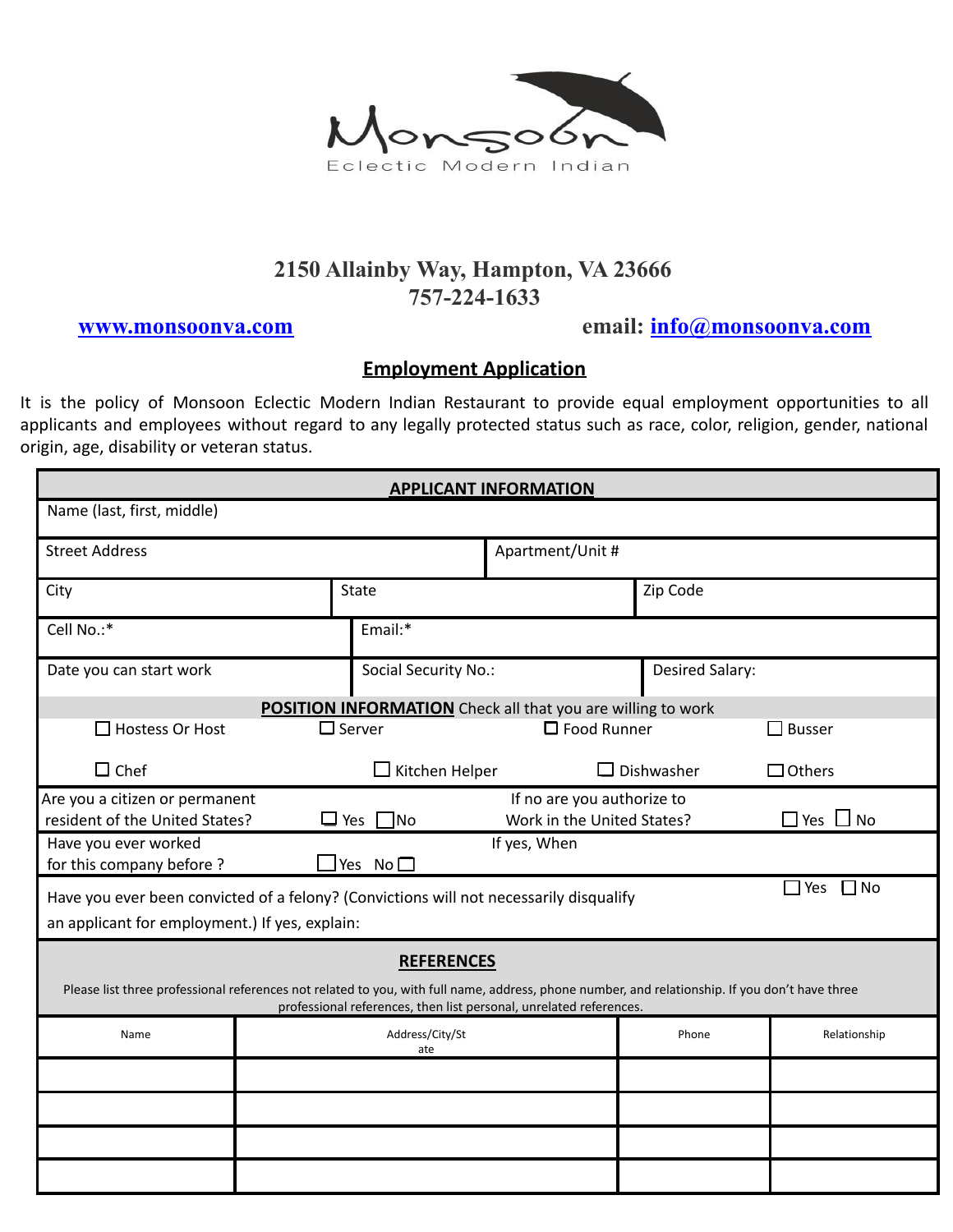Monsoon

Eclectic Modern Indian

**2150 Allainby Way, Hampton, VA 23666**
**757-224-1633**

**www.monsoonva.com** **email: info@monsoonva.com**

## Employment Application

It is the policy of Monsoon Eclectic Modern Indian Restaurant to provide equal employment opportunities to all applicants and employees without regard to any legally protected status such as race, color, religion, gender, national origin, age, disability or veteran status.

### APPLICANT INFORMATION

| | | |
|---|---|---|
| Name (last, first, middle) | | |
| Street Address | Apartment/Unit # | |
| City | State | Zip Code |
| Cell No.:* | Email:* | |
| Date you can start work | Social Security No.: | Desired Salary: |

### POSITION INFORMATION Check all that you are willing to work

| | | | |
|---|---|---|---|
| ☐ Hostess Or Host | ☐ Server | ☐ Food Runner | ☐ Busser |
| ☐ Chef | ☐ Kitchen Helper | ☐ Dishwasher | ☐ Others |

| | | | |
|---|---|---|---|
| Are you a citizen or permanent resident of the United States? | ☐ Yes ☐ No | If no are you authorize to Work in the United States? | ☐ Yes ☐ No |
| Have you ever worked for this company before ? | ☐ Yes No ☐ | If yes, When | |
| Have you ever been convicted of a felony? (Convictions will not necessarily disqualify an applicant for employment.) If yes, explain: | | | ☐ Yes ☐ No |

### REFERENCES

Please list three professional references not related to you, with full name, address, phone number, and relationship. If you don't have three professional references, then list personal, unrelated references.

| Name | Address/City/State | Phone | Relationship |
|---|---|---|---|
| | | | |
| | | | |
| | | | |
| | | | |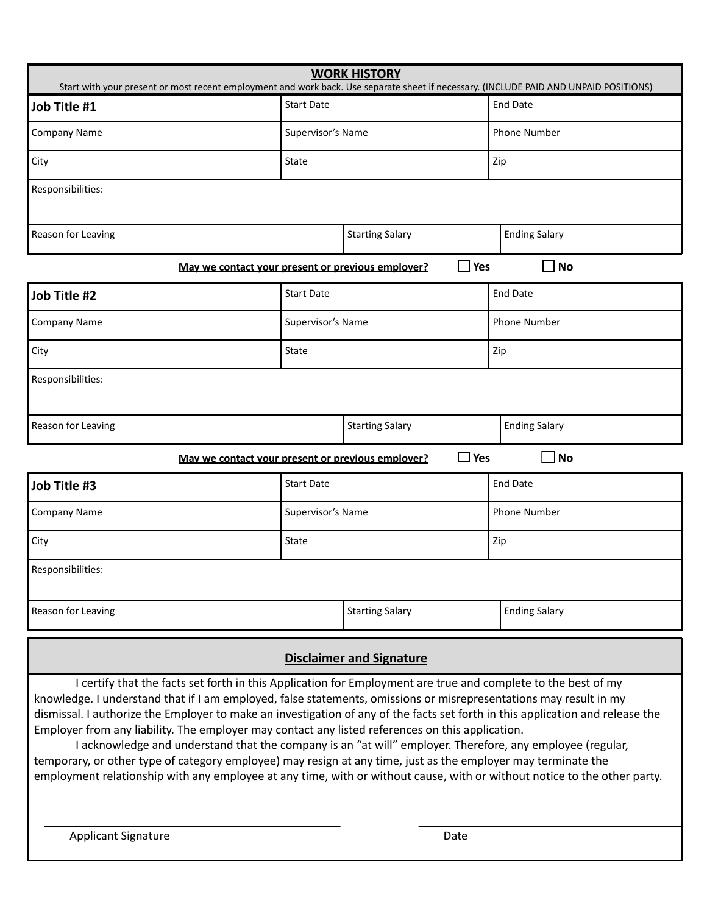## WORK HISTORY

Start with your present or most recent employment and work back. Use separate sheet if necessary. (INCLUDE PAID AND UNPAID POSITIONS)

| | | |
|---|---|---|
| **Job Title #1** | Start Date | End Date |
| Company Name | Supervisor's Name | Phone Number |
| City | State | Zip |
| Responsibilities: | | |
| Reason for Leaving | Starting Salary | Ending Salary |

**May we contact your present or previous employer?** ☐ **Yes** ☐ **No**

| | | |
|---|---|---|
| **Job Title #2** | Start Date | End Date |
| Company Name | Supervisor's Name | Phone Number |
| City | State | Zip |
| Responsibilities: | | |
| Reason for Leaving | Starting Salary | Ending Salary |

**May we contact your present or previous employer?** ☐ **Yes** ☐ **No**

| | | |
|---|---|---|
| **Job Title #3** | Start Date | End Date |
| Company Name | Supervisor's Name | Phone Number |
| City | State | Zip |
| Responsibilities: | | |
| Reason for Leaving | Starting Salary | Ending Salary |

## Disclaimer and Signature

I certify that the facts set forth in this Application for Employment are true and complete to the best of my knowledge. I understand that if I am employed, false statements, omissions or misrepresentations may result in my dismissal. I authorize the Employer to make an investigation of any of the facts set forth in this application and release the Employer from any liability. The employer may contact any listed references on this application.

I acknowledge and understand that the company is an "at will" employer. Therefore, any employee (regular, temporary, or other type of category employee) may resign at any time, just as the employer may terminate the employment relationship with any employee at any time, with or without cause, with or without notice to the other party.

Applicant Signature ____________________ Date ____________________